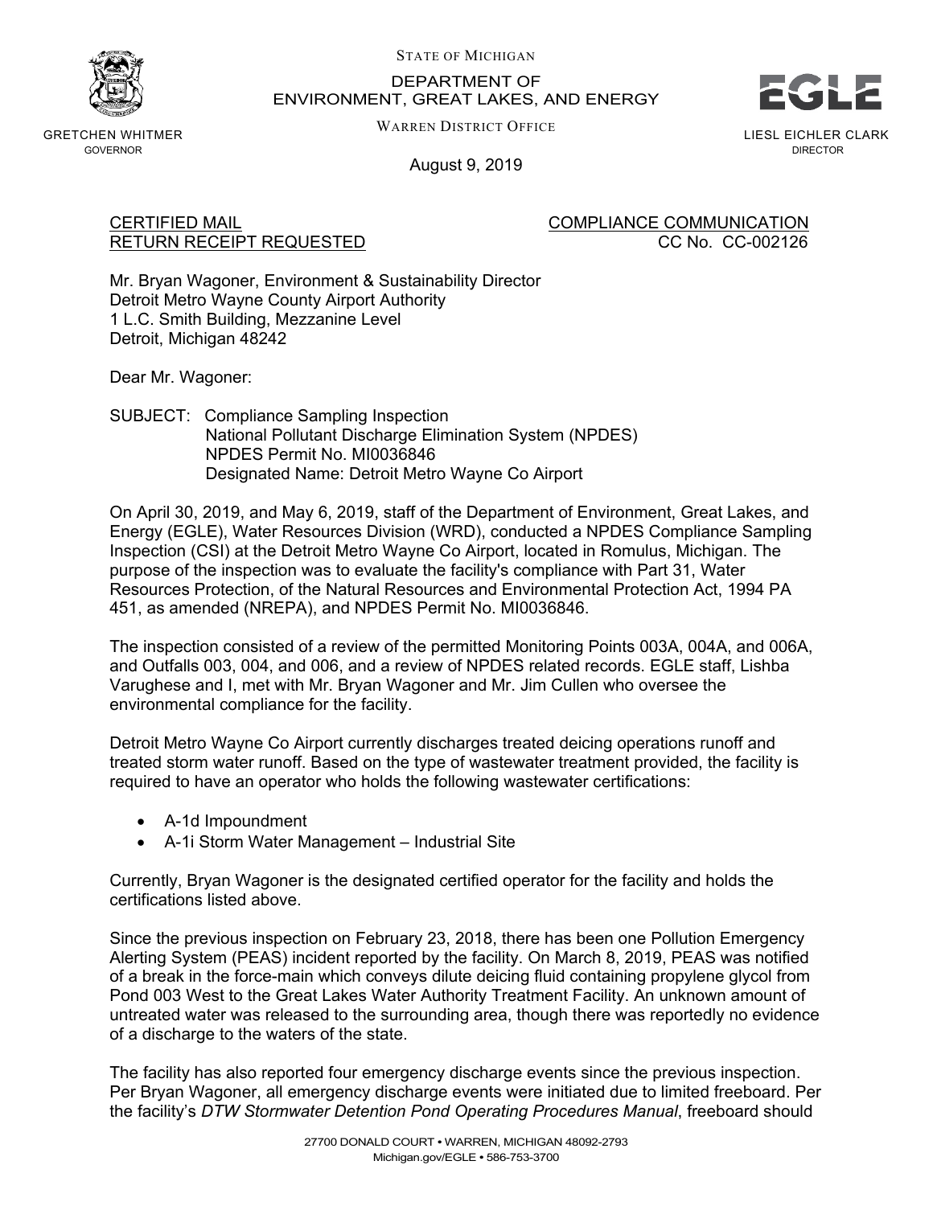STATE OF MICHIGAN

DEPARTMENT OF
ENVIRONMENT, GREAT LAKES, AND ENERGY

WARREN DISTRICT OFFICE

GRETCHEN WHITMER
GOVERNOR

EGLE

LIESL EICHLER CLARK
DIRECTOR

August 9, 2019

CERTIFIED MAIL
RETURN RECEIPT REQUESTED

COMPLIANCE COMMUNICATION
CC No. CC-002126

Mr. Bryan Wagoner, Environment & Sustainability Director
Detroit Metro Wayne County Airport Authority
1 L.C. Smith Building, Mezzanine Level
Detroit, Michigan 48242

Dear Mr. Wagoner:

SUBJECT: Compliance Sampling Inspection
National Pollutant Discharge Elimination System (NPDES)
NPDES Permit No. MI0036846
Designated Name: Detroit Metro Wayne Co Airport

On April 30, 2019, and May 6, 2019, staff of the Department of Environment, Great Lakes, and Energy (EGLE), Water Resources Division (WRD), conducted a NPDES Compliance Sampling Inspection (CSI) at the Detroit Metro Wayne Co Airport, located in Romulus, Michigan. The purpose of the inspection was to evaluate the facility's compliance with Part 31, Water Resources Protection, of the Natural Resources and Environmental Protection Act, 1994 PA 451, as amended (NREPA), and NPDES Permit No. MI0036846.

The inspection consisted of a review of the permitted Monitoring Points 003A, 004A, and 006A, and Outfalls 003, 004, and 006, and a review of NPDES related records. EGLE staff, Lishba Varughese and I, met with Mr. Bryan Wagoner and Mr. Jim Cullen who oversee the environmental compliance for the facility.

Detroit Metro Wayne Co Airport currently discharges treated deicing operations runoff and treated storm water runoff. Based on the type of wastewater treatment provided, the facility is required to have an operator who holds the following wastewater certifications:

- A-1d Impoundment
- A-1i Storm Water Management – Industrial Site

Currently, Bryan Wagoner is the designated certified operator for the facility and holds the certifications listed above.

Since the previous inspection on February 23, 2018, there has been one Pollution Emergency Alerting System (PEAS) incident reported by the facility. On March 8, 2019, PEAS was notified of a break in the force-main which conveys dilute deicing fluid containing propylene glycol from Pond 003 West to the Great Lakes Water Authority Treatment Facility. An unknown amount of untreated water was released to the surrounding area, though there was reportedly no evidence of a discharge to the waters of the state.

The facility has also reported four emergency discharge events since the previous inspection. Per Bryan Wagoner, all emergency discharge events were initiated due to limited freeboard. Per the facility's *DTW Stormwater Detention Pond Operating Procedures Manual*, freeboard should

27700 DONALD COURT • WARREN, MICHIGAN 48092-2793
Michigan.gov/EGLE • 586-753-3700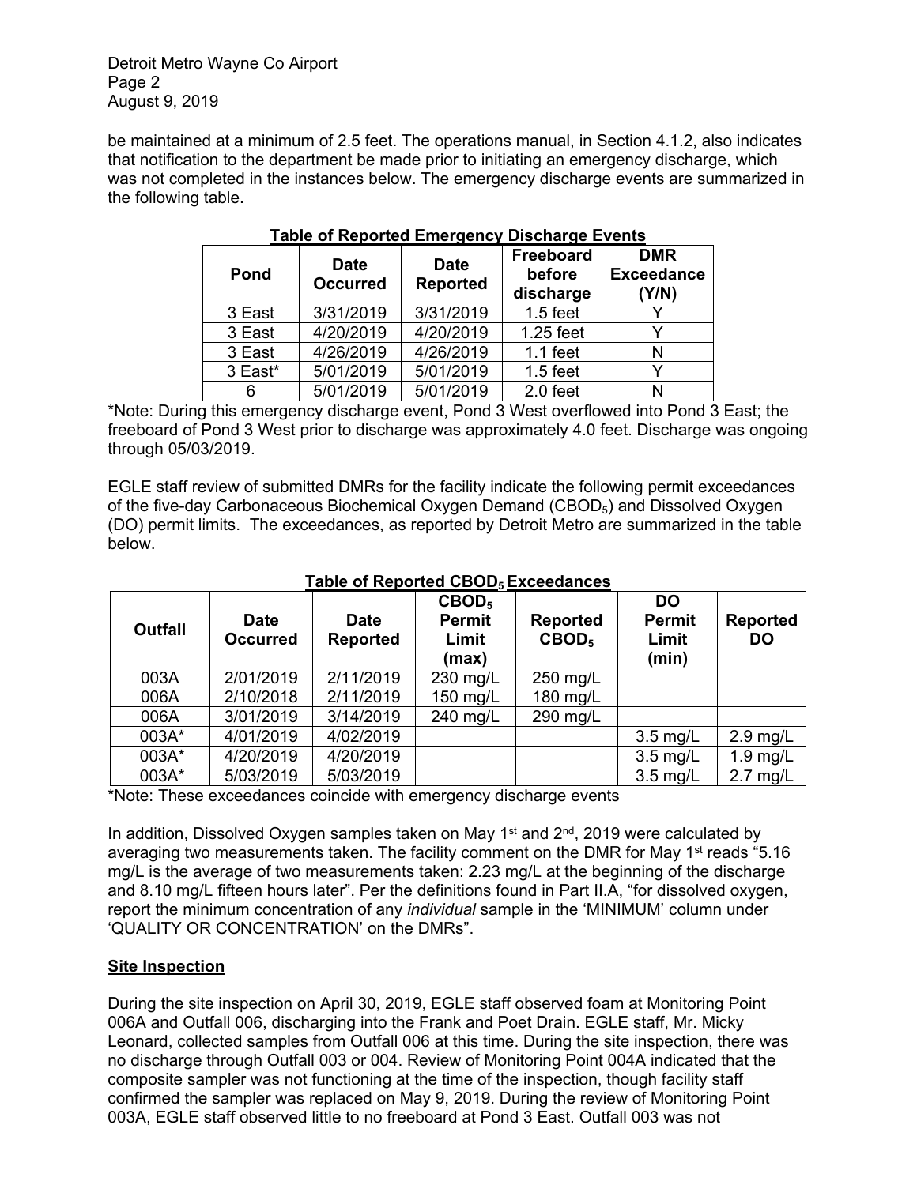be maintained at a minimum of 2.5 feet. The operations manual, in Section 4.1.2, also indicates that notification to the department be made prior to initiating an emergency discharge, which was not completed in the instances below. The emergency discharge events are summarized in the following table.

**Table of Reported Emergency Discharge Events**

| Pond | Date Occurred | Date Reported | Freeboard before discharge | DMR Exceedance (Y/N) |
|---|---|---|---|---|
| 3 East | 3/31/2019 | 3/31/2019 | 1.5 feet | Y |
| 3 East | 4/20/2019 | 4/20/2019 | 1.25 feet | Y |
| 3 East | 4/26/2019 | 4/26/2019 | 1.1 feet | N |
| 3 East* | 5/01/2019 | 5/01/2019 | 1.5 feet | Y |
| 6 | 5/01/2019 | 5/01/2019 | 2.0 feet | N |

*Note: During this emergency discharge event, Pond 3 West overflowed into Pond 3 East; the freeboard of Pond 3 West prior to discharge was approximately 4.0 feet. Discharge was ongoing through 05/03/2019.

EGLE staff review of submitted DMRs for the facility indicate the following permit exceedances of the five-day Carbonaceous Biochemical Oxygen Demand ($CBOD_5$) and Dissolved Oxygen (DO) permit limits. The exceedances, as reported by Detroit Metro are summarized in the table below.

**Table of Reported $CBOD_5$ Exceedances**

| Outfall | Date Occurred | Date Reported | $CBOD_5$ Permit Limit (max) | Reported $CBOD_5$ | DO Permit Limit (min) | Reported DO |
|---|---|---|---|---|---|---|
| 003A | 2/01/2019 | 2/11/2019 | 230 mg/L | 250 mg/L | | |
| 006A | 2/10/2018 | 2/11/2019 | 150 mg/L | 180 mg/L | | |
| 006A | 3/01/2019 | 3/14/2019 | 240 mg/L | 290 mg/L | | |
| 003A* | 4/01/2019 | 4/02/2019 | | | 3.5 mg/L | 2.9 mg/L |
| 003A* | 4/20/2019 | 4/20/2019 | | | 3.5 mg/L | 1.9 mg/L |
| 003A* | 5/03/2019 | 5/03/2019 | | | 3.5 mg/L | 2.7 mg/L |

*Note: These exceedances coincide with emergency discharge events

In addition, Dissolved Oxygen samples taken on May 1st and 2nd, 2019 were calculated by averaging two measurements taken. The facility comment on the DMR for May 1st reads "5.16 mg/L is the average of two measurements taken: 2.23 mg/L at the beginning of the discharge and 8.10 mg/L fifteen hours later". Per the definitions found in Part II.A, "for dissolved oxygen, report the minimum concentration of any *individual* sample in the 'MINIMUM' column under 'QUALITY OR CONCENTRATION' on the DMRs".

**Site Inspection**

During the site inspection on April 30, 2019, EGLE staff observed foam at Monitoring Point 006A and Outfall 006, discharging into the Frank and Poet Drain. EGLE staff, Mr. Micky Leonard, collected samples from Outfall 006 at this time. During the site inspection, there was no discharge through Outfall 003 or 004. Review of Monitoring Point 004A indicated that the composite sampler was not functioning at the time of the inspection, though facility staff confirmed the sampler was replaced on May 9, 2019. During the review of Monitoring Point 003A, EGLE staff observed little to no freeboard at Pond 3 East. Outfall 003 was not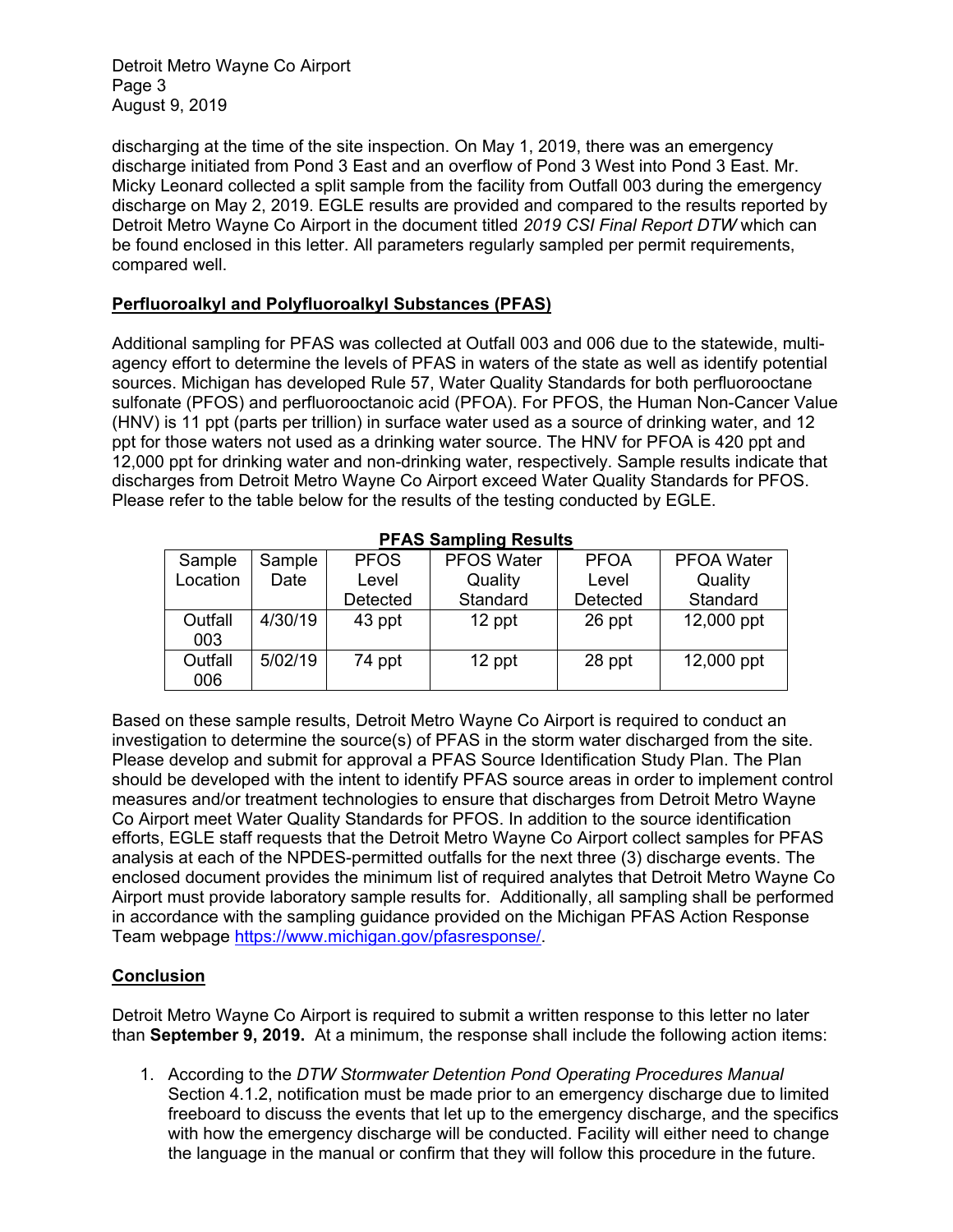discharging at the time of the site inspection. On May 1, 2019, there was an emergency discharge initiated from Pond 3 East and an overflow of Pond 3 West into Pond 3 East. Mr. Micky Leonard collected a split sample from the facility from Outfall 003 during the emergency discharge on May 2, 2019. EGLE results are provided and compared to the results reported by Detroit Metro Wayne Co Airport in the document titled *2019 CSI Final Report DTW* which can be found enclosed in this letter. All parameters regularly sampled per permit requirements, compared well.

## Perfluoroalkyl and Polyfluoroalkyl Substances (PFAS)

Additional sampling for PFAS was collected at Outfall 003 and 006 due to the statewide, multi-agency effort to determine the levels of PFAS in waters of the state as well as identify potential sources. Michigan has developed Rule 57, Water Quality Standards for both perfluorooctane sulfonate (PFOS) and perfluorooctanoic acid (PFOA). For PFOS, the Human Non-Cancer Value (HNV) is 11 ppt (parts per trillion) in surface water used as a source of drinking water, and 12 ppt for those waters not used as a drinking water source. The HNV for PFOA is 420 ppt and 12,000 ppt for drinking water and non-drinking water, respectively. Sample results indicate that discharges from Detroit Metro Wayne Co Airport exceed Water Quality Standards for PFOS. Please refer to the table below for the results of the testing conducted by EGLE.

**PFAS Sampling Results**

| Sample Location | Sample Date | PFOS Level Detected | PFOS Water Quality Standard | PFOA Level Detected | PFOA Water Quality Standard |
|---|---|---|---|---|---|
| Outfall 003 | 4/30/19 | 43 ppt | 12 ppt | 26 ppt | 12,000 ppt |
| Outfall 006 | 5/02/19 | 74 ppt | 12 ppt | 28 ppt | 12,000 ppt |

Based on these sample results, Detroit Metro Wayne Co Airport is required to conduct an investigation to determine the source(s) of PFAS in the storm water discharged from the site. Please develop and submit for approval a PFAS Source Identification Study Plan. The Plan should be developed with the intent to identify PFAS source areas in order to implement control measures and/or treatment technologies to ensure that discharges from Detroit Metro Wayne Co Airport meet Water Quality Standards for PFOS. In addition to the source identification efforts, EGLE staff requests that the Detroit Metro Wayne Co Airport collect samples for PFAS analysis at each of the NPDES-permitted outfalls for the next three (3) discharge events. The enclosed document provides the minimum list of required analytes that Detroit Metro Wayne Co Airport must provide laboratory sample results for. Additionally, all sampling shall be performed in accordance with the sampling guidance provided on the Michigan PFAS Action Response Team webpage https://www.michigan.gov/pfasresponse/.

## Conclusion

Detroit Metro Wayne Co Airport is required to submit a written response to this letter no later than **September 9, 2019.** At a minimum, the response shall include the following action items:

1. According to the *DTW Stormwater Detention Pond Operating Procedures Manual* Section 4.1.2, notification must be made prior to an emergency discharge due to limited freeboard to discuss the events that let up to the emergency discharge, and the specifics with how the emergency discharge will be conducted. Facility will either need to change the language in the manual or confirm that they will follow this procedure in the future.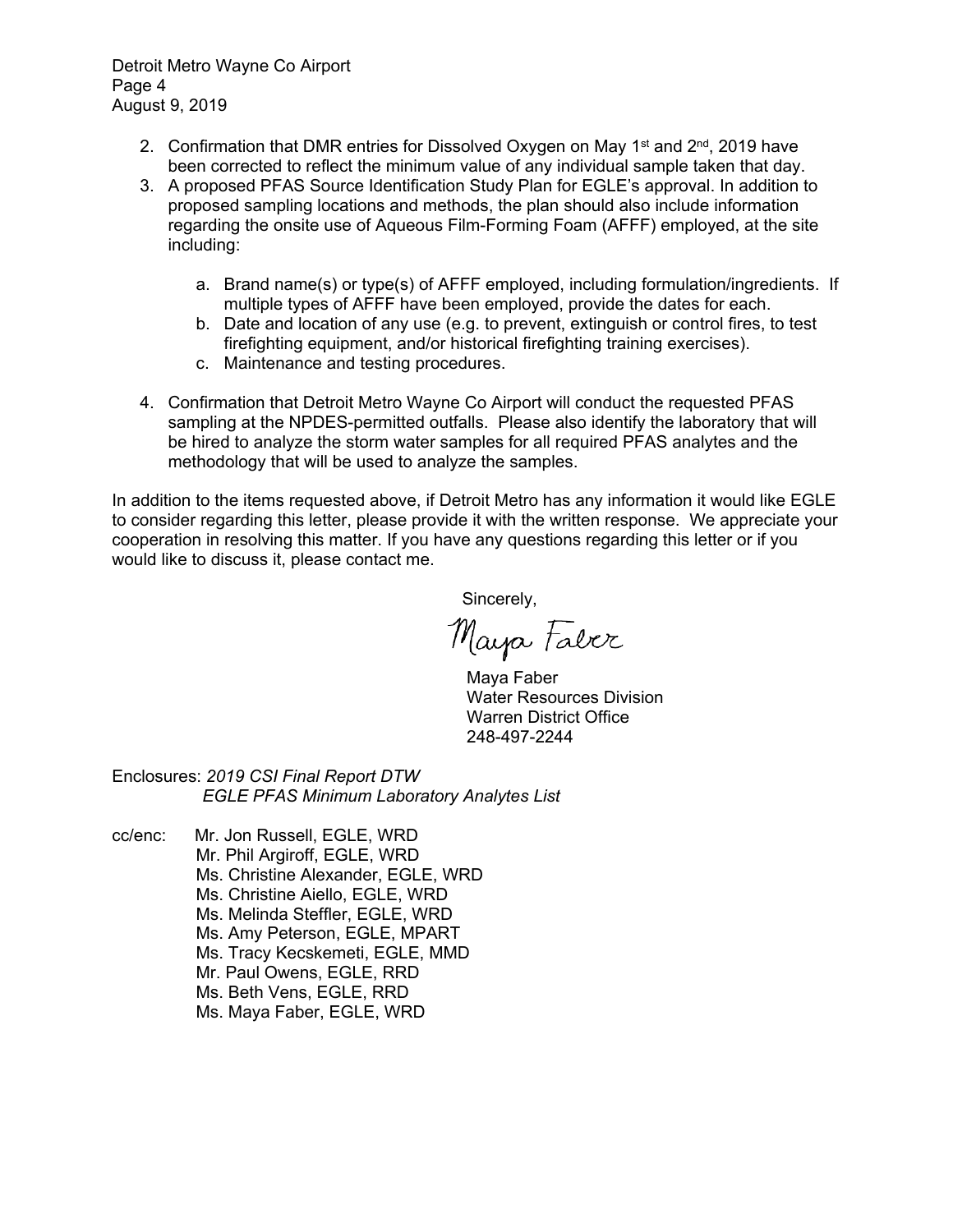2. Confirmation that DMR entries for Dissolved Oxygen on May 1st and 2nd, 2019 have been corrected to reflect the minimum value of any individual sample taken that day.
3. A proposed PFAS Source Identification Study Plan for EGLE's approval. In addition to proposed sampling locations and methods, the plan should also include information regarding the onsite use of Aqueous Film-Forming Foam (AFFF) employed, at the site including:

    a. Brand name(s) or type(s) of AFFF employed, including formulation/ingredients. If multiple types of AFFF have been employed, provide the dates for each.
    b. Date and location of any use (e.g. to prevent, extinguish or control fires, to test firefighting equipment, and/or historical firefighting training exercises).
    c. Maintenance and testing procedures.

4. Confirmation that Detroit Metro Wayne Co Airport will conduct the requested PFAS sampling at the NPDES-permitted outfalls. Please also identify the laboratory that will be hired to analyze the storm water samples for all required PFAS analytes and the methodology that will be used to analyze the samples.

In addition to the items requested above, if Detroit Metro has any information it would like EGLE to consider regarding this letter, please provide it with the written response. We appreciate your cooperation in resolving this matter. If you have any questions regarding this letter or if you would like to discuss it, please contact me.

Sincerely,

Maya Faber

Maya Faber
Water Resources Division
Warren District Office
248-497-2244

Enclosures: *2019 CSI Final Report DTW*
*EGLE PFAS Minimum Laboratory Analytes List*

cc/enc:
Mr. Jon Russell, EGLE, WRD
Mr. Phil Argiroff, EGLE, WRD
Ms. Christine Alexander, EGLE, WRD
Ms. Christine Aiello, EGLE, WRD
Ms. Melinda Steffler, EGLE, WRD
Ms. Amy Peterson, EGLE, MPART
Ms. Tracy Kecskemeti, EGLE, MMD
Mr. Paul Owens, EGLE, RRD
Ms. Beth Vens, EGLE, RRD
Ms. Maya Faber, EGLE, WRD